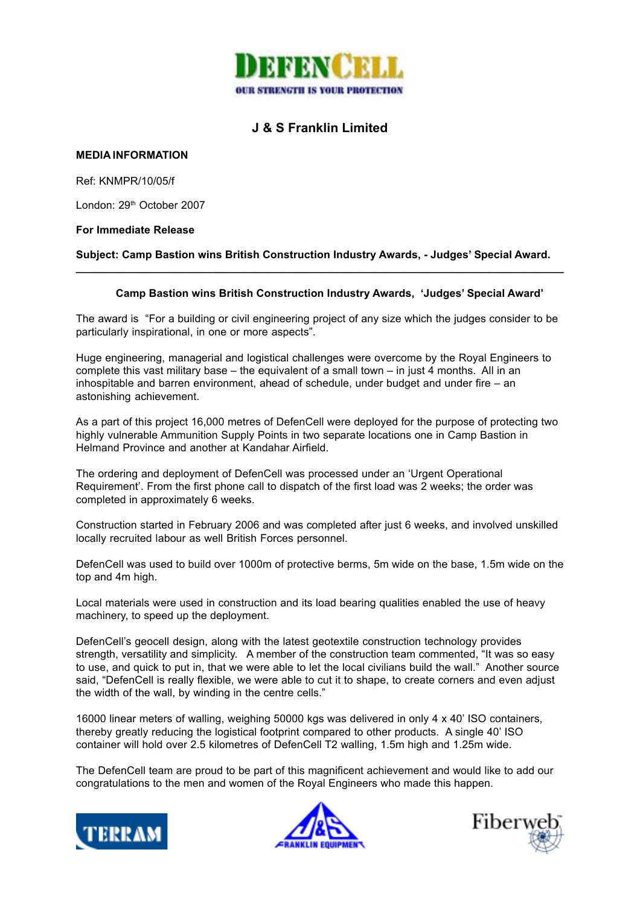DEFENCELL

OUR STRENGTH IS YOUR PROTECTION

## J & S Franklin Limited

**MEDIA INFORMATION**

Ref: KNMPR/10/05/f

London: 29th October 2007

**For Immediate Release**

**Subject: Camp Bastion wins British Construction Industry Awards, - Judges' Special Award.**

---

### Camp Bastion wins British Construction Industry Awards, 'Judges' Special Award'

The award is "For a building or civil engineering project of any size which the judges consider to be particularly inspirational, in one or more aspects".

Huge engineering, managerial and logistical challenges were overcome by the Royal Engineers to complete this vast military base – the equivalent of a small town – in just 4 months. All in an inhospitable and barren environment, ahead of schedule, under budget and under fire – an astonishing achievement.

As a part of this project 16,000 metres of DefenCell were deployed for the purpose of protecting two highly vulnerable Ammunition Supply Points in two separate locations one in Camp Bastion in Helmand Province and another at Kandahar Airfield.

The ordering and deployment of DefenCell was processed under an 'Urgent Operational Requirement'. From the first phone call to dispatch of the first load was 2 weeks; the order was completed in approximately 6 weeks.

Construction started in February 2006 and was completed after just 6 weeks, and involved unskilled locally recruited labour as well British Forces personnel.

DefenCell was used to build over 1000m of protective berms, 5m wide on the base, 1.5m wide on the top and 4m high.

Local materials were used in construction and its load bearing qualities enabled the use of heavy machinery, to speed up the deployment.

DefenCell's geocell design, along with the latest geotextile construction technology provides strength, versatility and simplicity. A member of the construction team commented, "It was so easy to use, and quick to put in, that we were able to let the local civilians build the wall." Another source said, "DefenCell is really flexible, we were able to cut it to shape, to create corners and even adjust the width of the wall, by winding in the centre cells."

16000 linear meters of walling, weighing 50000 kgs was delivered in only 4 x 40' ISO containers, thereby greatly reducing the logistical footprint compared to other products. A single 40' ISO container will hold over 2.5 kilometres of DefenCell T2 walling, 1.5m high and 1.25m wide.

The DefenCell team are proud to be part of this magnificent achievement and would like to add our congratulations to the men and women of the Royal Engineers who made this happen.

TERRAM J&S FRANKLIN EQUIPMENT Fiberweb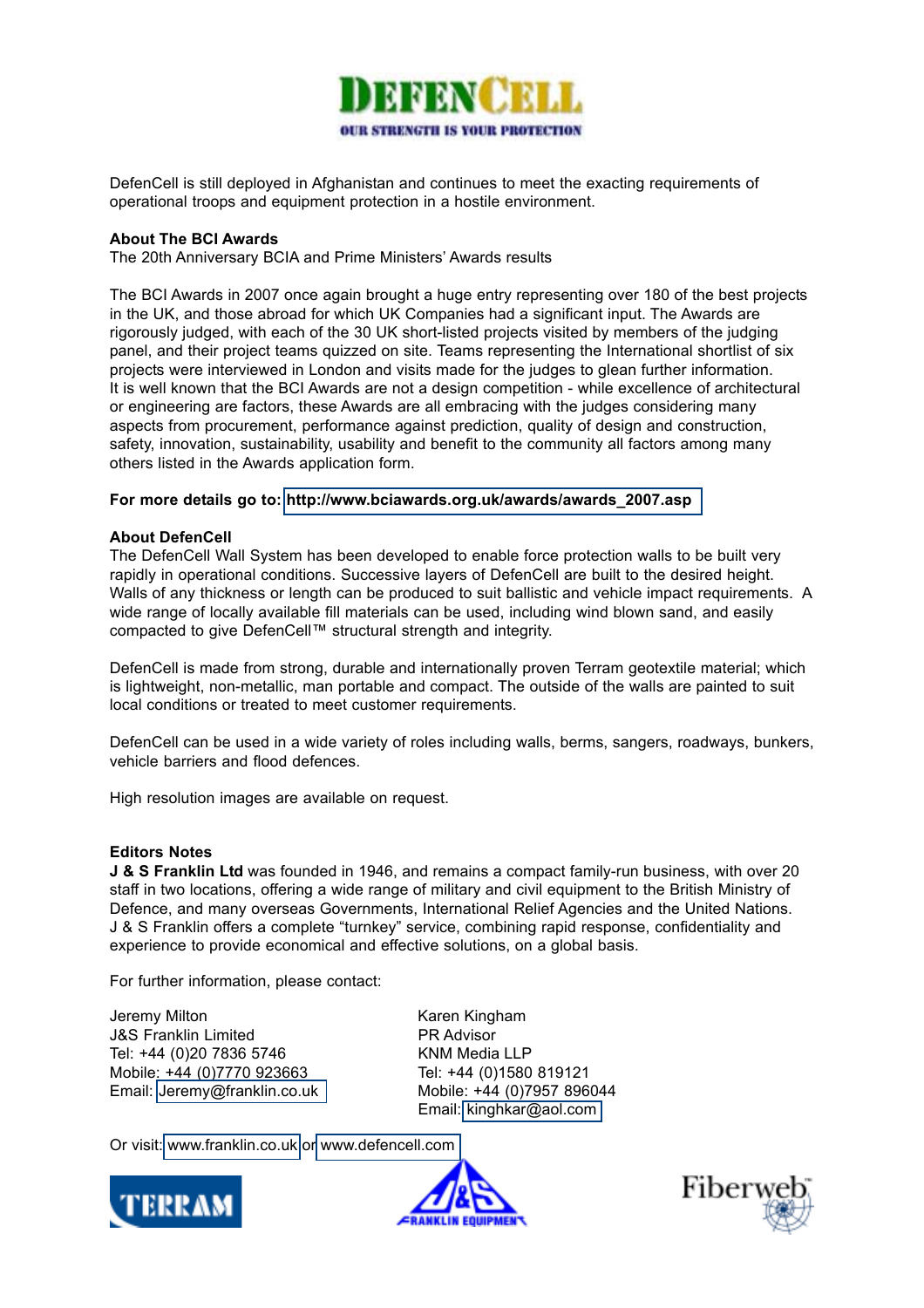DEFENCELL

OUR STRENGTH IS YOUR PROTECTION

DefenCell is still deployed in Afghanistan and continues to meet the exacting requirements of operational troops and equipment protection in a hostile environment.

**About The BCI Awards**

The 20th Anniversary BCIA and Prime Ministers' Awards results

The BCI Awards in 2007 once again brought a huge entry representing over 180 of the best projects in the UK, and those abroad for which UK Companies had a significant input. The Awards are rigorously judged, with each of the 30 UK short-listed projects visited by members of the judging panel, and their project teams quizzed on site. Teams representing the International shortlist of six projects were interviewed in London and visits made for the judges to glean further information. It is well known that the BCI Awards are not a design competition - while excellence of architectural or engineering are factors, these Awards are all embracing with the judges considering many aspects from procurement, performance against prediction, quality of design and construction, safety, innovation, sustainability, usability and benefit to the community all factors among many others listed in the Awards application form.

**For more details go to: http://www.bciawards.org.uk/awards/awards_2007.asp**

**About DefenCell**

The DefenCell Wall System has been developed to enable force protection walls to be built very rapidly in operational conditions. Successive layers of DefenCell are built to the desired height. Walls of any thickness or length can be produced to suit ballistic and vehicle impact requirements. A wide range of locally available fill materials can be used, including wind blown sand, and easily compacted to give DefenCell™ structural strength and integrity.

DefenCell is made from strong, durable and internationally proven Terram geotextile material; which is lightweight, non-metallic, man portable and compact. The outside of the walls are painted to suit local conditions or treated to meet customer requirements.

DefenCell can be used in a wide variety of roles including walls, berms, sangers, roadways, bunkers, vehicle barriers and flood defences.

High resolution images are available on request.

**Editors Notes**

**J & S Franklin Ltd** was founded in 1946, and remains a compact family-run business, with over 20 staff in two locations, offering a wide range of military and civil equipment to the British Ministry of Defence, and many overseas Governments, International Relief Agencies and the United Nations. J & S Franklin offers a complete "turnkey" service, combining rapid response, confidentiality and experience to provide economical and effective solutions, on a global basis.

For further information, please contact:

Jeremy Milton
J&S Franklin Limited
Tel: +44 (0)20 7836 5746
Mobile: +44 (0)7770 923663
Email: Jeremy@franklin.co.uk

Karen Kingham
PR Advisor
KNM Media LLP
Tel: +44 (0)1580 819121
Mobile: +44 (0)7957 896044
Email: kinghkar@aol.com

Or visit: www.franklin.co.uk or www.defencell.com

TERRAM

J&S FRANKLIN EQUIPMENT

Fiberweb